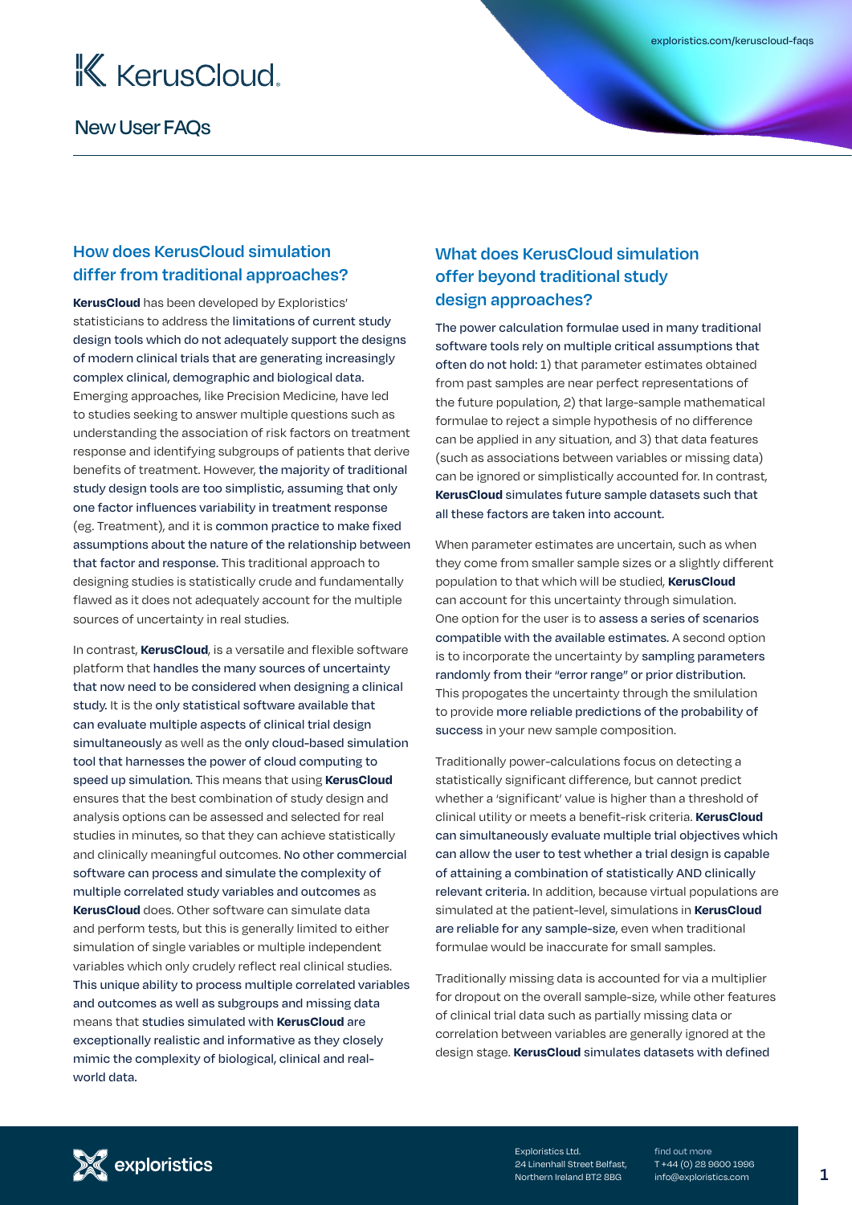# KerusCloud

## New User FAQs

### How does KerusCloud simulation differ from traditional approaches?

**KerusCloud** has been developed by Exploristics' statisticians to address the limitations of current study design tools which do not adequately support the designs of modern clinical trials that are generating increasingly complex clinical, demographic and biological data. Emerging approaches, like Precision Medicine, have led to studies seeking to answer multiple questions such as understanding the association of risk factors on treatment response and identifying subgroups of patients that derive benefits of treatment. However, the majority of traditional study design tools are too simplistic, assuming that only one factor influences variability in treatment response (eg. Treatment), and it is common practice to make fixed assumptions about the nature of the relationship between that factor and response. This traditional approach to designing studies is statistically crude and fundamentally flawed as it does not adequately account for the multiple sources of uncertainty in real studies.

In contrast, **KerusCloud**, is a versatile and flexible software platform that handles the many sources of uncertainty that now need to be considered when designing a clinical study. It is the only statistical software available that can evaluate multiple aspects of clinical trial design simultaneously as well as the only cloud-based simulation tool that harnesses the power of cloud computing to speed up simulation. This means that using **KerusCloud** ensures that the best combination of study design and analysis options can be assessed and selected for real studies in minutes, so that they can achieve statistically and clinically meaningful outcomes. No other commercial software can process and simulate the complexity of multiple correlated study variables and outcomes as **KerusCloud** does. Other software can simulate data and perform tests, but this is generally limited to either simulation of single variables or multiple independent variables which only crudely reflect real clinical studies. This unique ability to process multiple correlated variables and outcomes as well as subgroups and missing data means that studies simulated with **KerusCloud** are exceptionally realistic and informative as they closely mimic the complexity of biological, clinical and real-world data.

### What does KerusCloud simulation offer beyond traditional study design approaches?

The power calculation formulae used in many traditional software tools rely on multiple critical assumptions that often do not hold: 1) that parameter estimates obtained from past samples are near perfect representations of the future population, 2) that large-sample mathematical formulae to reject a simple hypothesis of no difference can be applied in any situation, and 3) that data features (such as associations between variables or missing data) can be ignored or simplistically accounted for. In contrast, **KerusCloud** simulates future sample datasets such that all these factors are taken into account.

When parameter estimates are uncertain, such as when they come from smaller sample sizes or a slightly different population to that which will be studied, **KerusCloud** can account for this uncertainty through simulation. One option for the user is to assess a series of scenarios compatible with the available estimates. A second option is to incorporate the uncertainty by sampling parameters randomly from their "error range" or prior distribution. This propogates the uncertainty through the smilulation to provide more reliable predictions of the probability of success in your new sample composition.

Traditionally power-calculations focus on detecting a statistically significant difference, but cannot predict whether a 'significant' value is higher than a threshold of clinical utility or meets a benefit-risk criteria. **KerusCloud** can simultaneously evaluate multiple trial objectives which can allow the user to test whether a trial design is capable of attaining a combination of statistically AND clinically relevant criteria. In addition, because virtual populations are simulated at the patient-level, simulations in **KerusCloud** are reliable for any sample-size, even when traditional formulae would be inaccurate for small samples.

Traditionally missing data is accounted for via a multiplier for dropout on the overall sample-size, while other features of clinical trial data such as partially missing data or correlation between variables are generally ignored at the design stage. **KerusCloud** simulates datasets with defined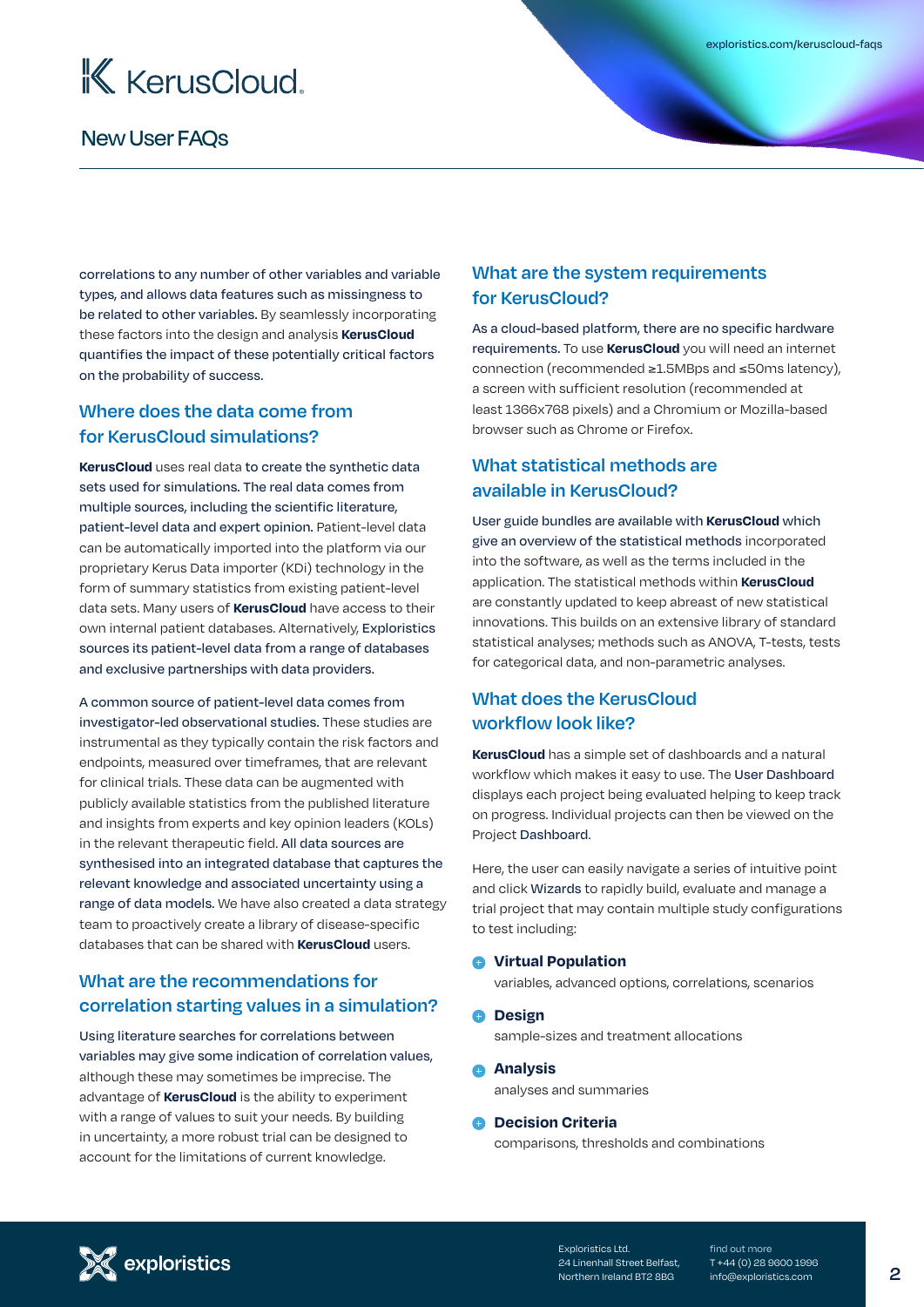correlations to any number of other variables and variable types, and allows data features such as missingness to be related to other variables. By seamlessly incorporating these factors into the design and analysis **KerusCloud** quantifies the impact of these potentially critical factors on the probability of success.

## Where does the data come from for KerusCloud simulations?

**KerusCloud** uses real data to create the synthetic data sets used for simulations. The real data comes from multiple sources, including the scientific literature, patient-level data and expert opinion. Patient-level data can be automatically imported into the platform via our proprietary Kerus Data importer (KDi) technology in the form of summary statistics from existing patient-level data sets. Many users of **KerusCloud** have access to their own internal patient databases. Alternatively, Exploristics sources its patient-level data from a range of databases and exclusive partnerships with data providers.

A common source of patient-level data comes from investigator-led observational studies. These studies are instrumental as they typically contain the risk factors and endpoints, measured over timeframes, that are relevant for clinical trials. These data can be augmented with publicly available statistics from the published literature and insights from experts and key opinion leaders (KOLs) in the relevant therapeutic field. All data sources are synthesised into an integrated database that captures the relevant knowledge and associated uncertainty using a range of data models. We have also created a data strategy team to proactively create a library of disease-specific databases that can be shared with **KerusCloud** users.

## What are the recommendations for correlation starting values in a simulation?

Using literature searches for correlations between variables may give some indication of correlation values, although these may sometimes be imprecise. The advantage of **KerusCloud** is the ability to experiment with a range of values to suit your needs. By building in uncertainty, a more robust trial can be designed to account for the limitations of current knowledge.

## What are the system requirements for KerusCloud?

As a cloud-based platform, there are no specific hardware requirements. To use **KerusCloud** you will need an internet connection (recommended ≥1.5MBps and ≤50ms latency), a screen with sufficient resolution (recommended at least 1366x768 pixels) and a Chromium or Mozilla-based browser such as Chrome or Firefox.

## What statistical methods are available in KerusCloud?

User guide bundles are available with **KerusCloud** which give an overview of the statistical methods incorporated into the software, as well as the terms included in the application. The statistical methods within **KerusCloud** are constantly updated to keep abreast of new statistical innovations. This builds on an extensive library of standard statistical analyses; methods such as ANOVA, T-tests, tests for categorical data, and non-parametric analyses.

## What does the KerusCloud workflow look like?

**KerusCloud** has a simple set of dashboards and a natural workflow which makes it easy to use. The User Dashboard displays each project being evaluated helping to keep track on progress. Individual projects can then be viewed on the Project Dashboard.

Here, the user can easily navigate a series of intuitive point and click Wizards to rapidly build, evaluate and manage a trial project that may contain multiple study configurations to test including:

- **Virtual Population**
  variables, advanced options, correlations, scenarios
- **Design**
  sample-sizes and treatment allocations
- **Analysis**
  analyses and summaries
- **Decision Criteria**
  comparisons, thresholds and combinations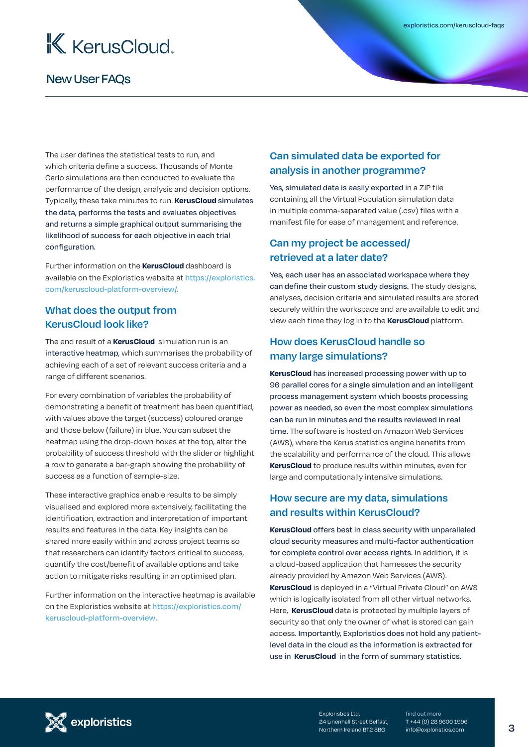The user defines the statistical tests to run, and which criteria define a success. Thousands of Monte Carlo simulations are then conducted to evaluate the performance of the design, analysis and decision options. Typically, these take minutes to run. **KerusCloud** simulates the data, performs the tests and evaluates objectives and returns a simple graphical output summarising the likelihood of success for each objective in each trial configuration.

Further information on the **KerusCloud** dashboard is available on the Exploristics website at https://exploristics.com/keruscloud-platform-overview/.

## What does the output from KerusCloud look like?

The end result of a **KerusCloud** simulation run is an interactive heatmap, which summarises the probability of achieving each of a set of relevant success criteria and a range of different scenarios.

For every combination of variables the probability of demonstrating a benefit of treatment has been quantified, with values above the target (success) coloured orange and those below (failure) in blue. You can subset the heatmap using the drop-down boxes at the top, alter the probability of success threshold with the slider or highlight a row to generate a bar-graph showing the probability of success as a function of sample-size.

These interactive graphics enable results to be simply visualised and explored more extensively, facilitating the identification, extraction and interpretation of important results and features in the data. Key insights can be shared more easily within and across project teams so that researchers can identify factors critical to success, quantify the cost/benefit of available options and take action to mitigate risks resulting in an optimised plan.

Further information on the interactive heatmap is available on the Exploristics website at https://exploristics.com/keruscloud-platform-overview.

## Can simulated data be exported for analysis in another programme?

Yes, simulated data is easily exported in a ZIP file containing all the Virtual Population simulation data in multiple comma-separated value (.csv) files with a manifest file for ease of management and reference.

## Can my project be accessed/ retrieved at a later date?

Yes, each user has an associated workspace where they can define their custom study designs. The study designs, analyses, decision criteria and simulated results are stored securely within the workspace and are available to edit and view each time they log in to the **KerusCloud** platform.

## How does KerusCloud handle so many large simulations?

**KerusCloud** has increased processing power with up to 96 parallel cores for a single simulation and an intelligent process management system which boosts processing power as needed, so even the most complex simulations can be run in minutes and the results reviewed in real time. The software is hosted on Amazon Web Services (AWS), where the Kerus statistics engine benefits from the scalability and performance of the cloud. This allows **KerusCloud** to produce results within minutes, even for large and computationally intensive simulations.

## How secure are my data, simulations and results within KerusCloud?

**KerusCloud** offers best in class security with unparalleled cloud security measures and multi-factor authentication for complete control over access rights. In addition, it is a cloud-based application that harnesses the security already provided by Amazon Web Services (AWS). **KerusCloud** is deployed in a "Virtual Private Cloud" on AWS which is logically isolated from all other virtual networks. Here, **KerusCloud** data is protected by multiple layers of security so that only the owner of what is stored can gain access. Importantly, Exploristics does not hold any patient-level data in the cloud as the information is extracted for use in **KerusCloud** in the form of summary statistics.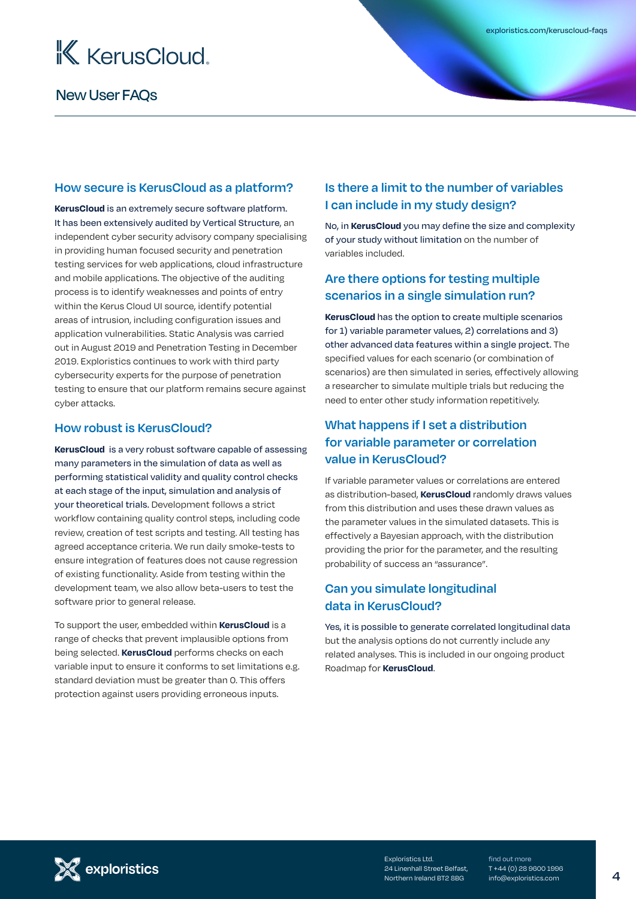# KerusCloud

## New User FAQs

### How secure is KerusCloud as a platform?

**KerusCloud** is an extremely secure software platform. It has been extensively audited by Vertical Structure, an independent cyber security advisory company specialising in providing human focused security and penetration testing services for web applications, cloud infrastructure and mobile applications. The objective of the auditing process is to identify weaknesses and points of entry within the Kerus Cloud UI source, identify potential areas of intrusion, including configuration issues and application vulnerabilities. Static Analysis was carried out in August 2019 and Penetration Testing in December 2019. Exploristics continues to work with third party cybersecurity experts for the purpose of penetration testing to ensure that our platform remains secure against cyber attacks.

### How robust is KerusCloud?

**KerusCloud** is a very robust software capable of assessing many parameters in the simulation of data as well as performing statistical validity and quality control checks at each stage of the input, simulation and analysis of your theoretical trials. Development follows a strict workflow containing quality control steps, including code review, creation of test scripts and testing. All testing has agreed acceptance criteria. We run daily smoke-tests to ensure integration of features does not cause regression of existing functionality. Aside from testing within the development team, we also allow beta-users to test the software prior to general release.

To support the user, embedded within **KerusCloud** is a range of checks that prevent implausible options from being selected. **KerusCloud** performs checks on each variable input to ensure it conforms to set limitations e.g. standard deviation must be greater than 0. This offers protection against users providing erroneous inputs.

### Is there a limit to the number of variables I can include in my study design?

No, in **KerusCloud** you may define the size and complexity of your study without limitation on the number of variables included.

### Are there options for testing multiple scenarios in a single simulation run?

**KerusCloud** has the option to create multiple scenarios for 1) variable parameter values, 2) correlations and 3) other advanced data features within a single project. The specified values for each scenario (or combination of scenarios) are then simulated in series, effectively allowing a researcher to simulate multiple trials but reducing the need to enter other study information repetitively.

### What happens if I set a distribution for variable parameter or correlation value in KerusCloud?

If variable parameter values or correlations are entered as distribution-based, **KerusCloud** randomly draws values from this distribution and uses these drawn values as the parameter values in the simulated datasets. This is effectively a Bayesian approach, with the distribution providing the prior for the parameter, and the resulting probability of success an "assurance".

### Can you simulate longitudinal data in KerusCloud?

Yes, it is possible to generate correlated longitudinal data but the analysis options do not currently include any related analyses. This is included in our ongoing product Roadmap for **KerusCloud**.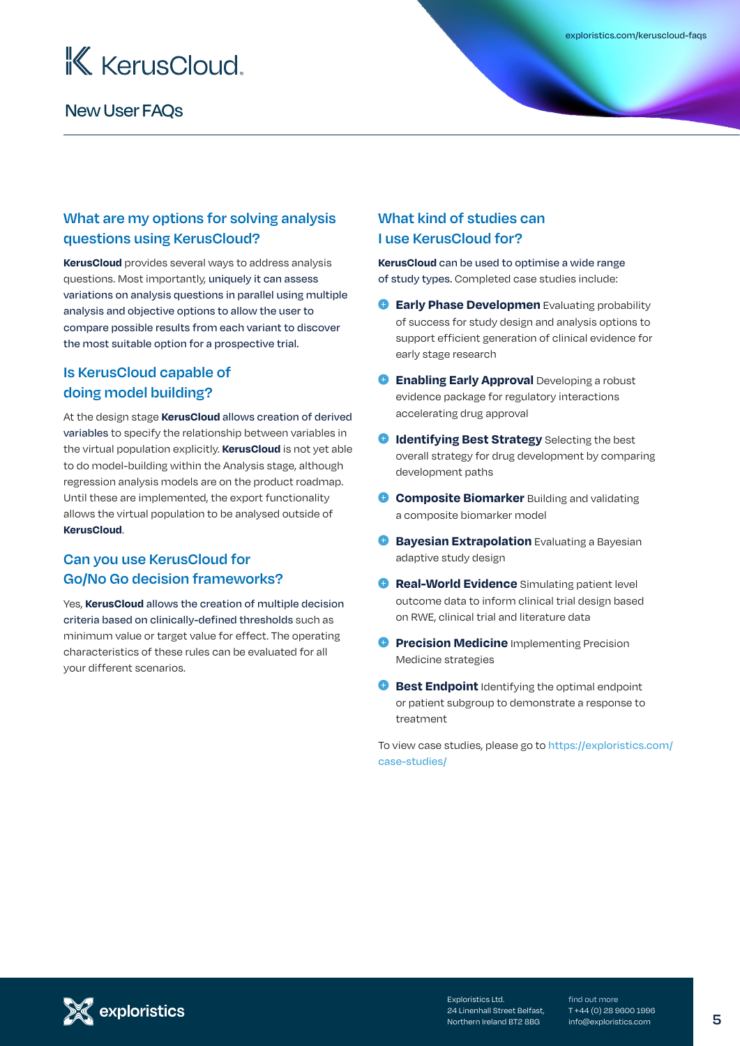# KerusCloud

## New User FAQs

### What are my options for solving analysis questions using KerusCloud?

**KerusCloud** provides several ways to address analysis questions. Most importantly, uniquely it can assess variations on analysis questions in parallel using multiple analysis and objective options to allow the user to compare possible results from each variant to discover the most suitable option for a prospective trial.

### Is KerusCloud capable of doing model building?

At the design stage **KerusCloud** allows creation of derived variables to specify the relationship between variables in the virtual population explicitly. **KerusCloud** is not yet able to do model-building within the Analysis stage, although regression analysis models are on the product roadmap. Until these are implemented, the export functionality allows the virtual population to be analysed outside of **KerusCloud**.

### Can you use KerusCloud for Go/No Go decision frameworks?

Yes, **KerusCloud** allows the creation of multiple decision criteria based on clinically-defined thresholds such as minimum value or target value for effect. The operating characteristics of these rules can be evaluated for all your different scenarios.

### What kind of studies can I use KerusCloud for?

**KerusCloud** can be used to optimise a wide range of study types. Completed case studies include:

- **Early Phase Developmen** Evaluating probability of success for study design and analysis options to support efficient generation of clinical evidence for early stage research
- **Enabling Early Approval** Developing a robust evidence package for regulatory interactions accelerating drug approval
- **Identifying Best Strategy** Selecting the best overall strategy for drug development by comparing development paths
- **Composite Biomarker** Building and validating a composite biomarker model
- **Bayesian Extrapolation** Evaluating a Bayesian adaptive study design
- **Real-World Evidence** Simulating patient level outcome data to inform clinical trial design based on RWE, clinical trial and literature data
- **Precision Medicine** Implementing Precision Medicine strategies
- **Best Endpoint** Identifying the optimal endpoint or patient subgroup to demonstrate a response to treatment

To view case studies, please go to https://exploristics.com/case-studies/

exploristics

Exploristics Ltd.
24 Linenhall Street Belfast,
Northern Ireland BT2 8BG

find out more
T +44 (0) 28 9600 1996
info@exploristics.com